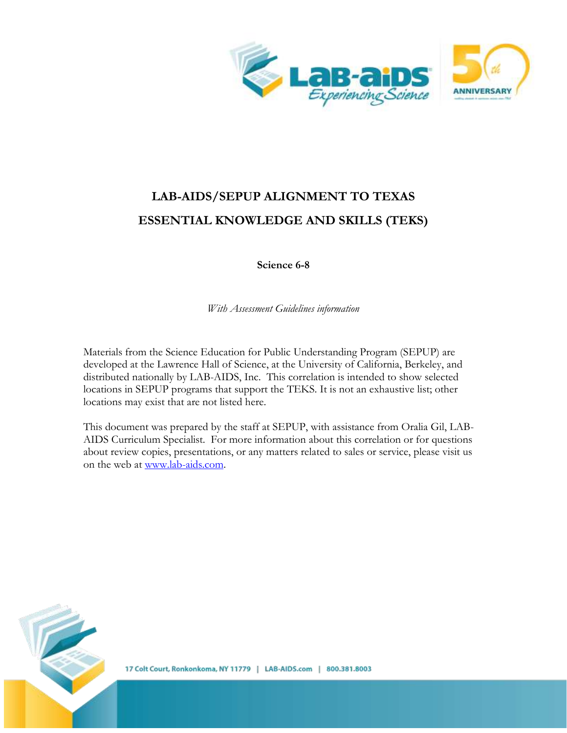# LAB-AIDS/SEPUP ALIGNMENT TO TEXAS ESSENTIAL KNOWLEDGE AND SKILLS (TEKS)

**Science 6-8**

*With Assessment Guidelines information*

Materials from the Science Education for Public Understanding Program (SEPUP) are developed at the Lawrence Hall of Science, at the University of California, Berkeley, and distributed nationally by LAB-AIDS, Inc. This correlation is intended to show selected locations in SEPUP programs that support the TEKS. It is not an exhaustive list; other locations may exist that are not listed here.

This document was prepared by the staff at SEPUP, with assistance from Oralia Gil, LAB-AIDS Curriculum Specialist. For more information about this correlation or for questions about review copies, presentations, or any matters related to sales or service, please visit us on the web at [www.lab-aids.com](http://www.lab-aids.com).

17 Colt Court, Ronkonkoma, NY 11779 | LAB-AIDS.com | 800.381.8003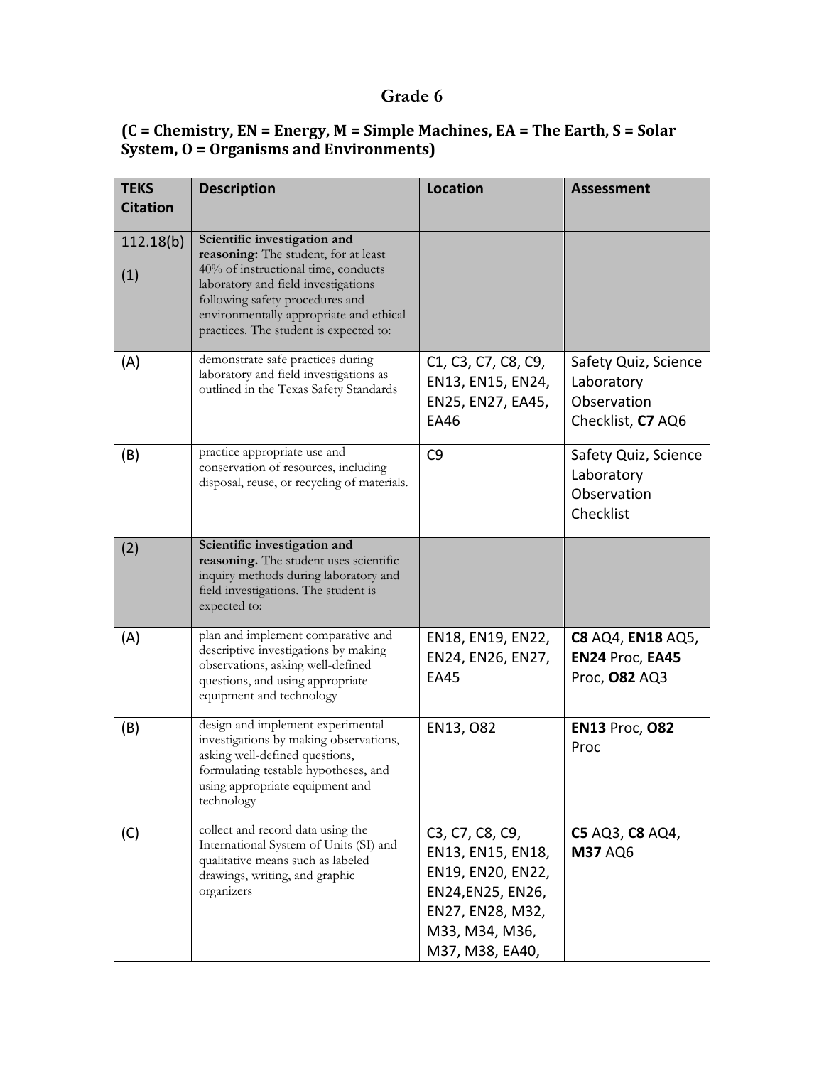# Grade 6

**(C = Chemistry, EN = Energy, M = Simple Machines, EA = The Earth, S = Solar System, O = Organisms and Environments)**

| TEKS Citation | Description | Location | Assessment |
|---|---|---|---|
| 112.18(b) (1) | **Scientific investigation and reasoning:** The student, for at least 40% of instructional time, conducts laboratory and field investigations following safety procedures and environmentally appropriate and ethical practices. The student is expected to: | | |
| (A) | demonstrate safe practices during laboratory and field investigations as outlined in the Texas Safety Standards | C1, C3, C7, C8, C9, EN13, EN15, EN24, EN25, EN27, EA45, EA46 | Safety Quiz, Science Laboratory Observation Checklist, **C7** AQ6 |
| (B) | practice appropriate use and conservation of resources, including disposal, reuse, or recycling of materials. | C9 | Safety Quiz, Science Laboratory Observation Checklist |
| (2) | **Scientific investigation and reasoning.** The student uses scientific inquiry methods during laboratory and field investigations. The student is expected to: | | |
| (A) | plan and implement comparative and descriptive investigations by making observations, asking well-defined questions, and using appropriate equipment and technology | EN18, EN19, EN22, EN24, EN26, EN27, EA45 | **C8** AQ4, **EN18** AQ5, **EN24** Proc, **EA45** Proc, **O82** AQ3 |
| (B) | design and implement experimental investigations by making observations, asking well-defined questions, formulating testable hypotheses, and using appropriate equipment and technology | EN13, O82 | **EN13** Proc, **O82** Proc |
| (C) | collect and record data using the International System of Units (SI) and qualitative means such as labeled drawings, writing, and graphic organizers | C3, C7, C8, C9, EN13, EN15, EN18, EN19, EN20, EN22, EN24,EN25, EN26, EN27, EN28, M32, M33, M34, M36, M37, M38, EA40, | **C5** AQ3, **C8** AQ4, **M37** AQ6 |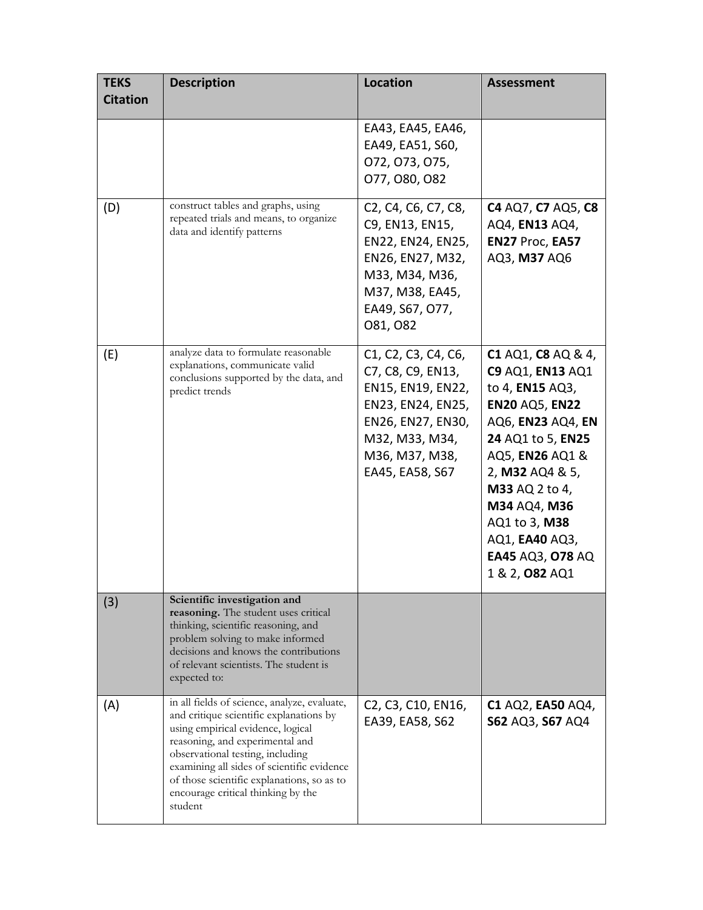| TEKS Citation | Description | Location | Assessment |
|---|---|---|---|
| | | EA43, EA45, EA46, EA49, EA51, S60, O72, O73, O75, O77, O80, O82 | |
| (D) | construct tables and graphs, using repeated trials and means, to organize data and identify patterns | C2, C4, C6, C7, C8, C9, EN13, EN15, EN22, EN24, EN25, EN26, EN27, M32, M33, M34, M36, M37, M38, EA45, EA49, S67, O77, O81, O82 | **C4** AQ7, **C7** AQ5, **C8** AQ4, **EN13** AQ4, **EN27** Proc, **EA57** AQ3, **M37** AQ6 |
| (E) | analyze data to formulate reasonable explanations, communicate valid conclusions supported by the data, and predict trends | C1, C2, C3, C4, C6, C7, C8, C9, EN13, EN15, EN19, EN22, EN23, EN24, EN25, EN26, EN27, EN30, M32, M33, M34, M36, M37, M38, EA45, EA58, S67 | **C1** AQ1, **C8** AQ & 4, **C9** AQ1, **EN13** AQ1 to 4, **EN15** AQ3, **EN20** AQ5, **EN22** AQ6, **EN23** AQ4, **EN 24** AQ1 to 5, **EN25** AQ5, **EN26** AQ1 & 2, **M32** AQ4 & 5, **M33** AQ 2 to 4, **M34** AQ4, **M36** AQ1 to 3, **M38** AQ1, **EA40** AQ3, **EA45** AQ3, **O78** AQ 1 & 2, **O82** AQ1 |
| (3) | **Scientific investigation and reasoning.** The student uses critical thinking, scientific reasoning, and problem solving to make informed decisions and knows the contributions of relevant scientists. The student is expected to: | | |
| (A) | in all fields of science, analyze, evaluate, and critique scientific explanations by using empirical evidence, logical reasoning, and experimental and observational testing, including examining all sides of scientific evidence of those scientific explanations, so as to encourage critical thinking by the student | C2, C3, C10, EN16, EA39, EA58, S62 | **C1** AQ2, **EA50** AQ4, **S62** AQ3, **S67** AQ4 |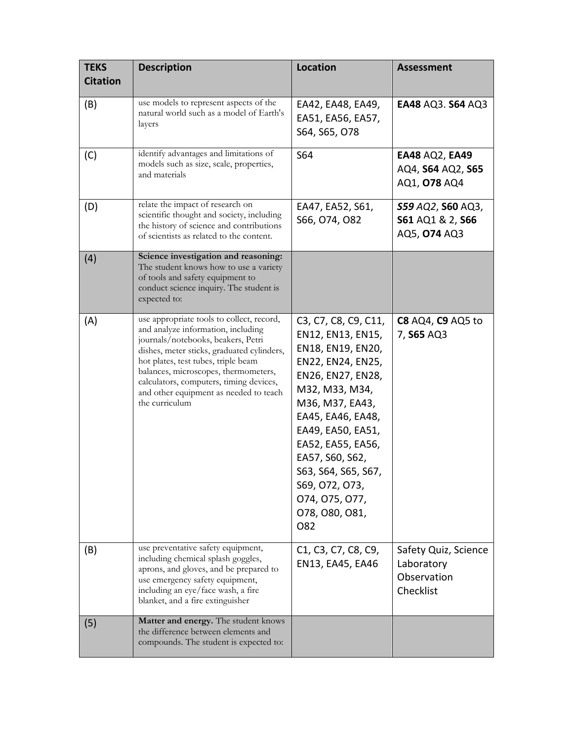| TEKS Citation | Description | Location | Assessment |
| --- | --- | --- | --- |
| (B) | use models to represent aspects of the natural world such as a model of Earth's layers | EA42, EA48, EA49, EA51, EA56, EA57, S64, S65, O78 | **EA48** AQ3. **S64** AQ3 |
| (C) | identify advantages and limitations of models such as size, scale, properties, and materials | S64 | **EA48** AQ2, **EA49** AQ4, **S64** AQ2, **S65** AQ1, **O78** AQ4 |
| (D) | relate the impact of research on scientific thought and society, including the history of science and contributions of scientists as related to the content. | EA47, EA52, S61, S66, O74, O82 | ***S59** AQ2*, **S60** AQ3, **S61** AQ1 & 2, **S66** AQ5, **O74** AQ3 |
| (4) | **Science investigation and reasoning:** The student knows how to use a variety of tools and safety equipment to conduct science inquiry. The student is expected to: | | |
| (A) | use appropriate tools to collect, record, and analyze information, including journals/notebooks, beakers, Petri dishes, meter sticks, graduated cylinders, hot plates, test tubes, triple beam balances, microscopes, thermometers, calculators, computers, timing devices, and other equipment as needed to teach the curriculum | C3, C7, C8, C9, C11, EN12, EN13, EN15, EN18, EN19, EN20, EN22, EN24, EN25, EN26, EN27, EN28, M32, M33, M34, M36, M37, EA43, EA45, EA46, EA48, EA49, EA50, EA51, EA52, EA55, EA56, EA57, S60, S62, S63, S64, S65, S67, S69, O72, O73, O74, O75, O77, O78, O80, O81, O82 | **C8** AQ4, **C9** AQ5 to 7, **S65** AQ3 |
| (B) | use preventative safety equipment, including chemical splash goggles, aprons, and gloves, and be prepared to use emergency safety equipment, including an eye/face wash, a fire blanket, and a fire extinguisher | C1, C3, C7, C8, C9, EN13, EA45, EA46 | Safety Quiz, Science Laboratory Observation Checklist |
| (5) | **Matter and energy.** The student knows the difference between elements and compounds. The student is expected to: | | |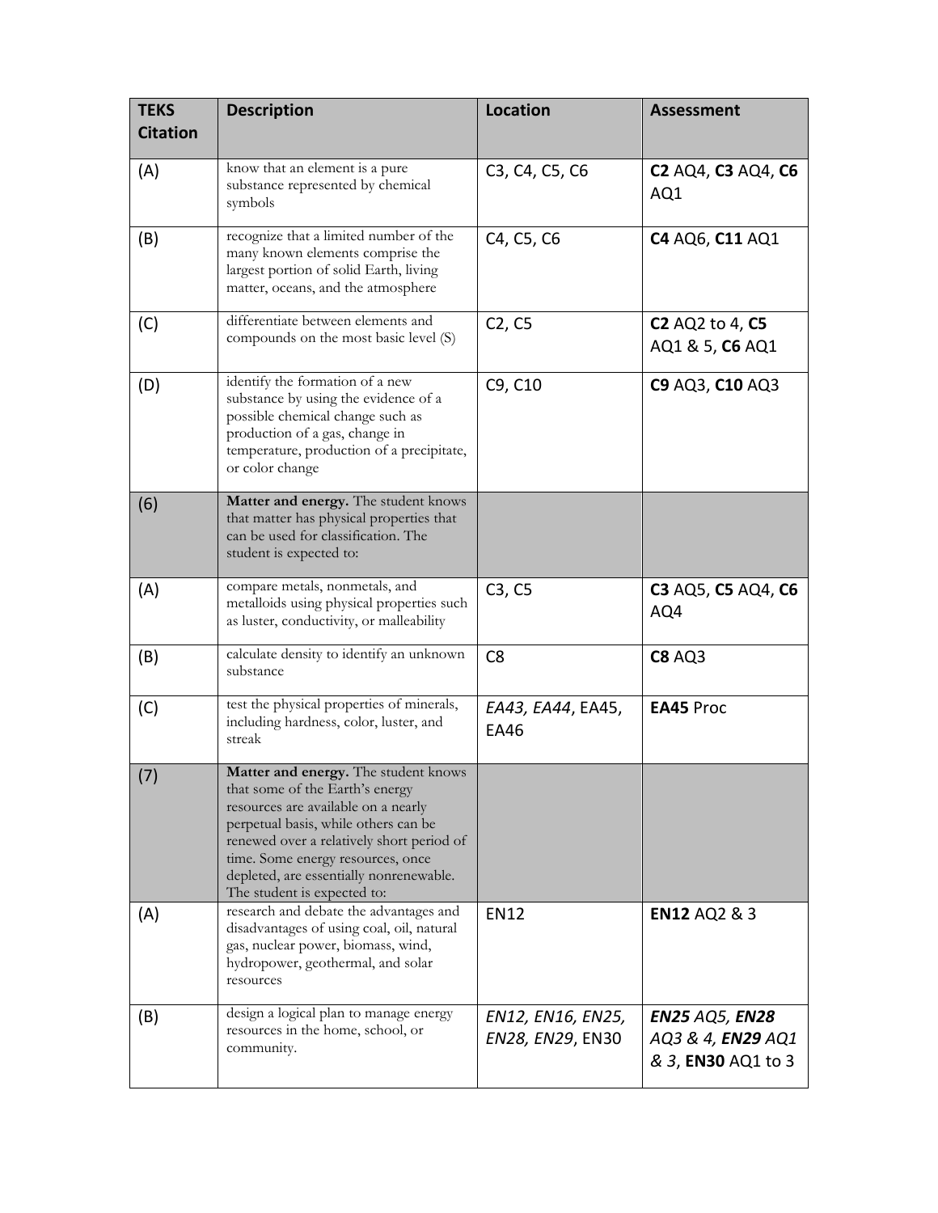| TEKS Citation | Description | Location | Assessment |
|---|---|---|---|
| (A) | know that an element is a pure substance represented by chemical symbols | C3, C4, C5, C6 | **C2** AQ4, **C3** AQ4, **C6** AQ1 |
| (B) | recognize that a limited number of the many known elements comprise the largest portion of solid Earth, living matter, oceans, and the atmosphere | C4, C5, C6 | **C4** AQ6, **C11** AQ1 |
| (C) | differentiate between elements and compounds on the most basic level (S) | C2, C5 | **C2** AQ2 to 4, **C5** AQ1 & 5, **C6** AQ1 |
| (D) | identify the formation of a new substance by using the evidence of a possible chemical change such as production of a gas, change in temperature, production of a precipitate, or color change | C9, C10 | **C9** AQ3, **C10** AQ3 |
| (6) | **Matter and energy.** The student knows that matter has physical properties that can be used for classification. The student is expected to: | | |
| (A) | compare metals, nonmetals, and metalloids using physical properties such as luster, conductivity, or malleability | C3, C5 | **C3** AQ5, **C5** AQ4, **C6** AQ4 |
| (B) | calculate density to identify an unknown substance | C8 | **C8** AQ3 |
| (C) | test the physical properties of minerals, including hardness, color, luster, and streak | *EA43, EA44*, EA45, EA46 | **EA45** Proc |
| (7) | **Matter and energy.** The student knows that some of the Earth's energy resources are available on a nearly perpetual basis, while others can be renewed over a relatively short period of time. Some energy resources, once depleted, are essentially nonrenewable. The student is expected to: | | |
| (A) | research and debate the advantages and disadvantages of using coal, oil, natural gas, nuclear power, biomass, wind, hydropower, geothermal, and solar resources | EN12 | **EN12** AQ2 & 3 |
| (B) | design a logical plan to manage energy resources in the home, school, or community. | *EN12, EN16, EN25, EN28, EN29*, EN30 | ***EN25** AQ5, **EN28** AQ3 & 4, **EN29** AQ1 & 3*, **EN30** AQ1 to 3 |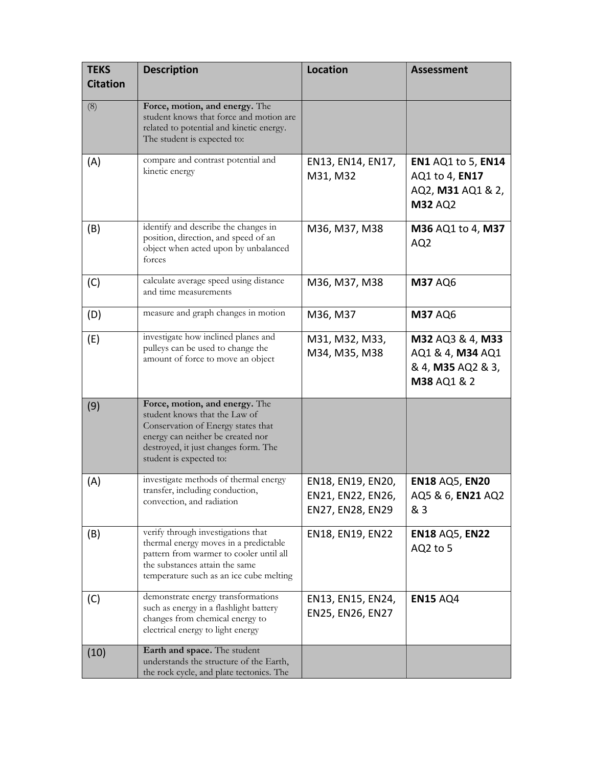| TEKS Citation | Description | Location | Assessment |
|---|---|---|---|
| (8) | **Force, motion, and energy.** The student knows that force and motion are related to potential and kinetic energy. The student is expected to: | | |
| (A) | compare and contrast potential and kinetic energy | EN13, EN14, EN17, M31, M32 | **EN1** AQ1 to 5, **EN14** AQ1 to 4, **EN17** AQ2, **M31** AQ1 & 2, **M32** AQ2 |
| (B) | identify and describe the changes in position, direction, and speed of an object when acted upon by unbalanced forces | M36, M37, M38 | **M36** AQ1 to 4, **M37** AQ2 |
| (C) | calculate average speed using distance and time measurements | M36, M37, M38 | **M37** AQ6 |
| (D) | measure and graph changes in motion | M36, M37 | **M37** AQ6 |
| (E) | investigate how inclined planes and pulleys can be used to change the amount of force to move an object | M31, M32, M33, M34, M35, M38 | **M32** AQ3 & 4, **M33** AQ1 & 4, **M34** AQ1 & 4, **M35** AQ2 & 3, **M38** AQ1 & 2 |
| (9) | **Force, motion, and energy.** The student knows that the Law of Conservation of Energy states that energy can neither be created nor destroyed, it just changes form. The student is expected to: | | |
| (A) | investigate methods of thermal energy transfer, including conduction, convection, and radiation | EN18, EN19, EN20, EN21, EN22, EN26, EN27, EN28, EN29 | **EN18** AQ5, **EN20** AQ5 & 6, **EN21** AQ2 & 3 |
| (B) | verify through investigations that thermal energy moves in a predictable pattern from warmer to cooler until all the substances attain the same temperature such as an ice cube melting | EN18, EN19, EN22 | **EN18** AQ5, **EN22** AQ2 to 5 |
| (C) | demonstrate energy transformations such as energy in a flashlight battery changes from chemical energy to electrical energy to light energy | EN13, EN15, EN24, EN25, EN26, EN27 | **EN15** AQ4 |
| (10) | **Earth and space.** The student understands the structure of the Earth, the rock cycle, and plate tectonics. The | | |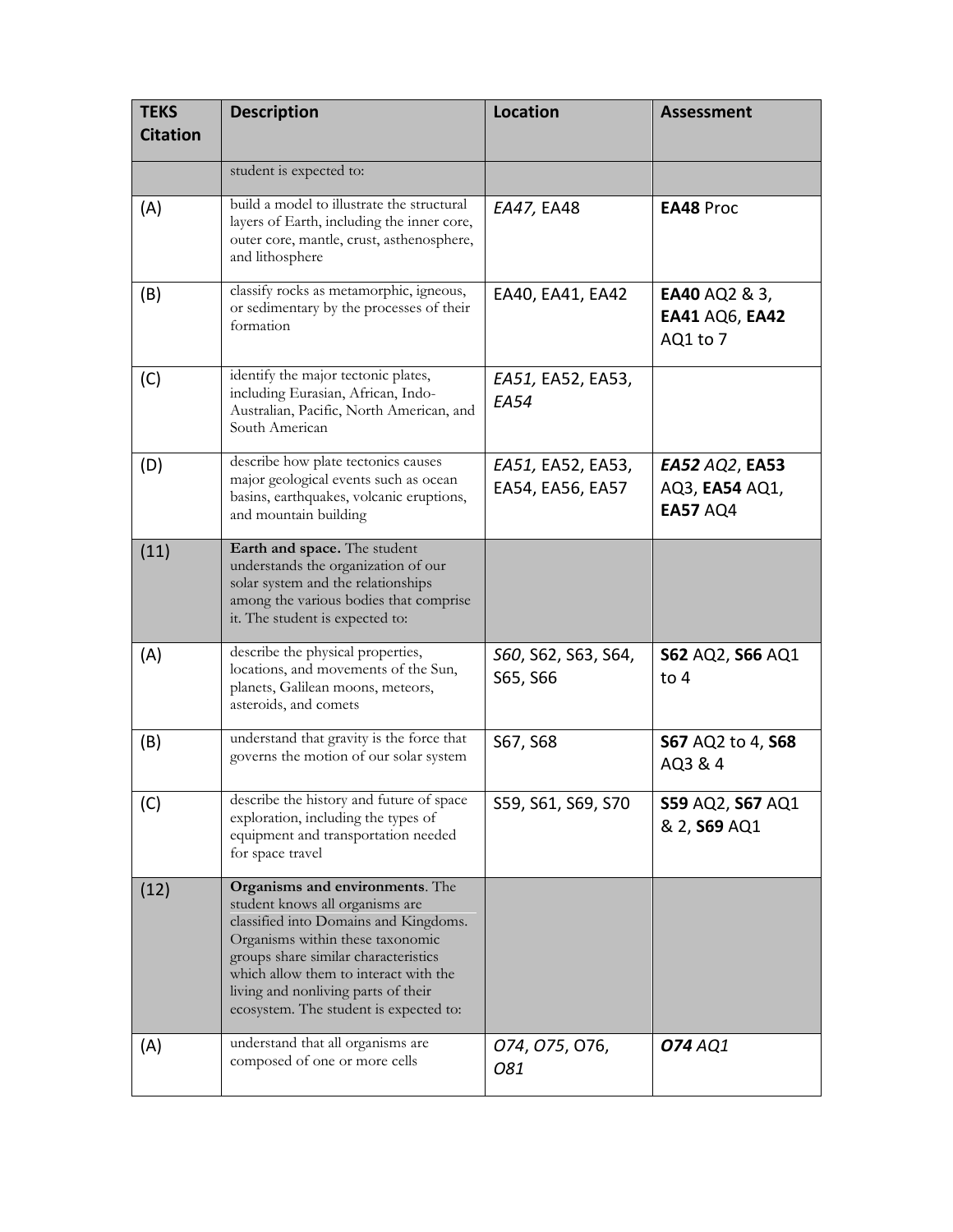| TEKS Citation | Description | Location | Assessment |
|---|---|---|---|
| | student is expected to: | | |
| (A) | build a model to illustrate the structural layers of Earth, including the inner core, outer core, mantle, crust, asthenosphere, and lithosphere | *EA47,* EA48 | **EA48** Proc |
| (B) | classify rocks as metamorphic, igneous, or sedimentary by the processes of their formation | EA40, EA41, EA42 | **EA40** AQ2 & 3, **EA41** AQ6, **EA42** AQ1 to 7 |
| (C) | identify the major tectonic plates, including Eurasian, African, Indo-Australian, Pacific, North American, and South American | *EA51,* EA52, EA53, *EA54* | |
| (D) | describe how plate tectonics causes major geological events such as ocean basins, earthquakes, volcanic eruptions, and mountain building | *EA51,* EA52, EA53, EA54, EA56, EA57 | ***EA52*** *AQ2*, **EA53** AQ3, **EA54** AQ1, **EA57** AQ4 |
| (11) | **Earth and space.** The student understands the organization of our solar system and the relationships among the various bodies that comprise it. The student is expected to: | | |
| (A) | describe the physical properties, locations, and movements of the Sun, planets, Galilean moons, meteors, asteroids, and comets | *S60*, S62, S63, S64, S65, S66 | **S62** AQ2, **S66** AQ1 to 4 |
| (B) | understand that gravity is the force that governs the motion of our solar system | S67, S68 | **S67** AQ2 to 4, **S68** AQ3 & 4 |
| (C) | describe the history and future of space exploration, including the types of equipment and transportation needed for space travel | S59, S61, S69, S70 | **S59** AQ2, **S67** AQ1 & 2, **S69** AQ1 |
| (12) | **Organisms and environments**. The student knows all organisms are classified into Domains and Kingdoms. Organisms within these taxonomic groups share similar characteristics which allow them to interact with the living and nonliving parts of their ecosystem. The student is expected to: | | |
| (A) | understand that all organisms are composed of one or more cells | *O74*, *O75*, O76, *O81* | ***O74*** *AQ1* |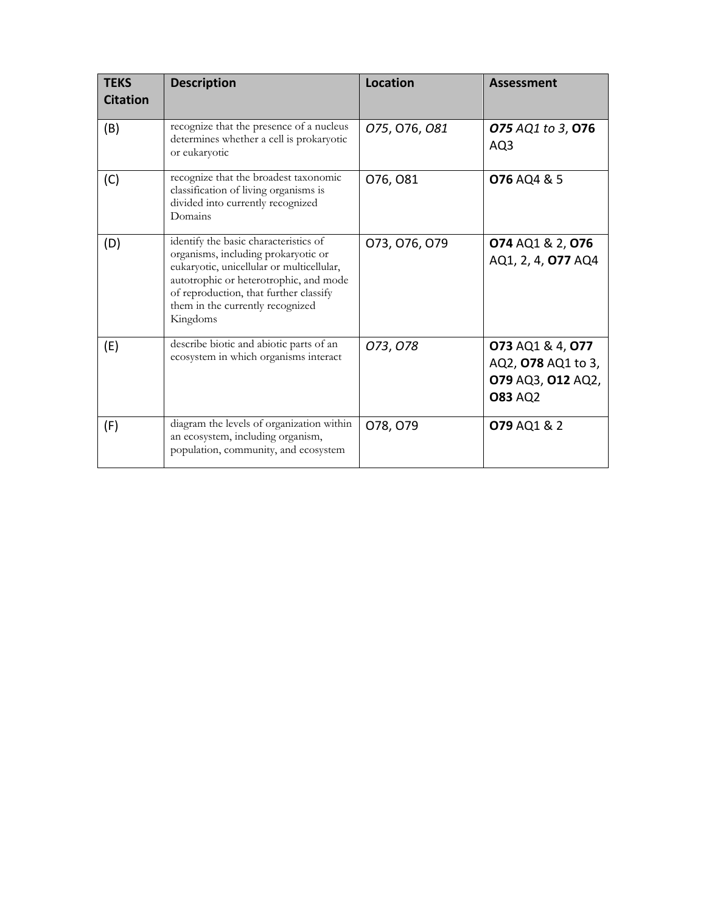| TEKS Citation | Description | Location | Assessment |
|---|---|---|---|
| (B) | recognize that the presence of a nucleus determines whether a cell is prokaryotic or eukaryotic | *O75*, O76, *O81* | ***O75*** *AQ1 to 3*, **O76** AQ3 |
| (C) | recognize that the broadest taxonomic classification of living organisms is divided into currently recognized Domains | O76, O81 | **O76** AQ4 & 5 |
| (D) | identify the basic characteristics of organisms, including prokaryotic or eukaryotic, unicellular or multicellular, autotrophic or heterotrophic, and mode of reproduction, that further classify them in the currently recognized Kingdoms | O73, O76, O79 | **O74** AQ1 & 2, **O76** AQ1, 2, 4, **O77** AQ4 |
| (E) | describe biotic and abiotic parts of an ecosystem in which organisms interact | *O73*, *O78* | **O73** AQ1 & 4, **O77** AQ2, **O78** AQ1 to 3, **O79** AQ3, **O12** AQ2, **O83** AQ2 |
| (F) | diagram the levels of organization within an ecosystem, including organism, population, community, and ecosystem | O78, O79 | **O79** AQ1 & 2 |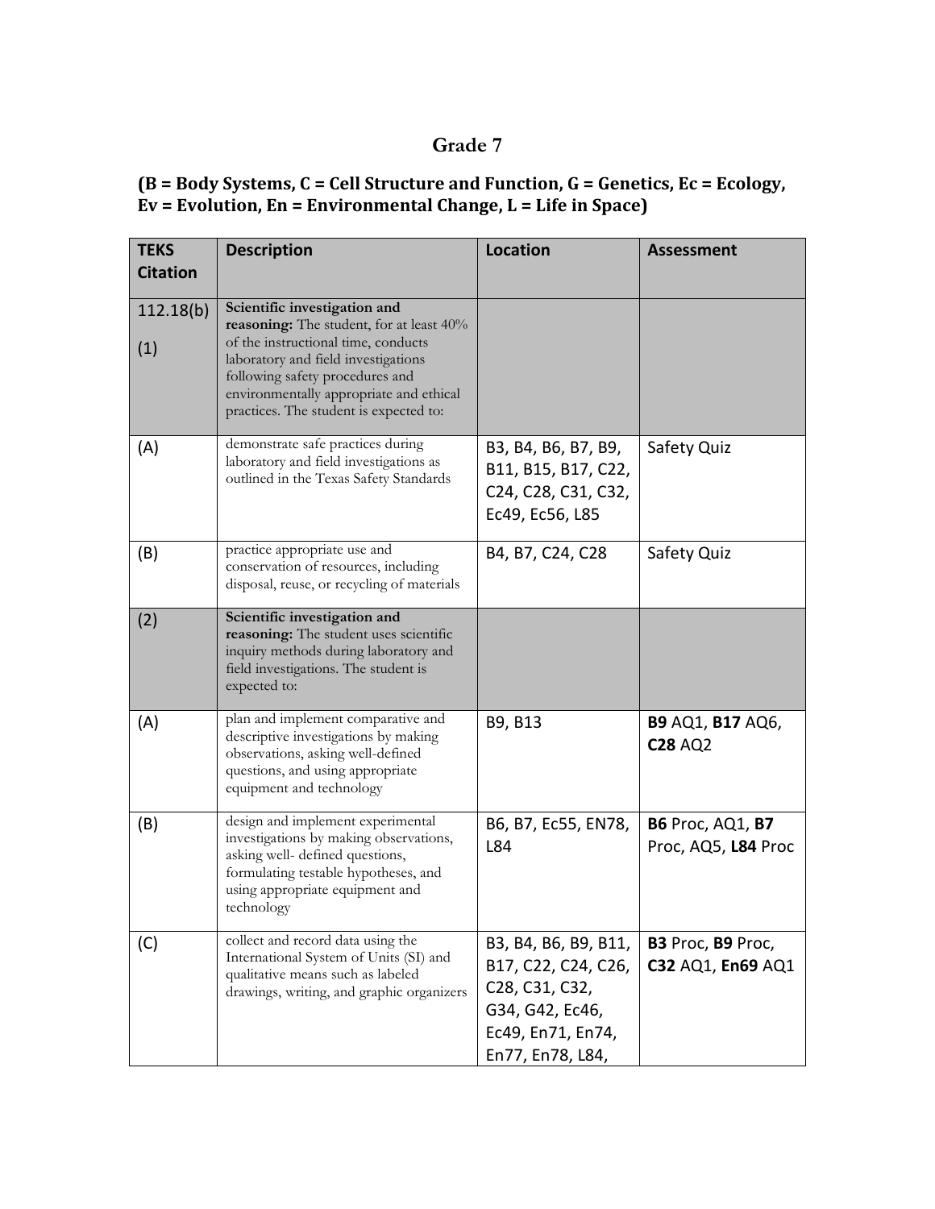# Grade 7

### (B = Body Systems, C = Cell Structure and Function, G = Genetics, Ec = Ecology, Ev = Evolution, En = Environmental Change, L = Life in Space)

| TEKS Citation | Description | Location | Assessment |
|---|---|---|---|
| 112.18(b) (1) | **Scientific investigation and reasoning:** The student, for at least 40% of the instructional time, conducts laboratory and field investigations following safety procedures and environmentally appropriate and ethical practices. The student is expected to: | | |
| (A) | demonstrate safe practices during laboratory and field investigations as outlined in the Texas Safety Standards | B3, B4, B6, B7, B9, B11, B15, B17, C22, C24, C28, C31, C32, Ec49, Ec56, L85 | Safety Quiz |
| (B) | practice appropriate use and conservation of resources, including disposal, reuse, or recycling of materials | B4, B7, C24, C28 | Safety Quiz |
| (2) | **Scientific investigation and reasoning:** The student uses scientific inquiry methods during laboratory and field investigations. The student is expected to: | | |
| (A) | plan and implement comparative and descriptive investigations by making observations, asking well-defined questions, and using appropriate equipment and technology | B9, B13 | **B9** AQ1, **B17** AQ6, **C28** AQ2 |
| (B) | design and implement experimental investigations by making observations, asking well- defined questions, formulating testable hypotheses, and using appropriate equipment and technology | B6, B7, Ec55, EN78, L84 | **B6** Proc, AQ1, **B7** Proc, AQ5, **L84** Proc |
| (C) | collect and record data using the International System of Units (SI) and qualitative means such as labeled drawings, writing, and graphic organizers | B3, B4, B6, B9, B11, B17, C22, C24, C26, C28, C31, C32, G34, G42, Ec46, Ec49, En71, En74, En77, En78, L84, | **B3** Proc, **B9** Proc, **C32** AQ1, **En69** AQ1 |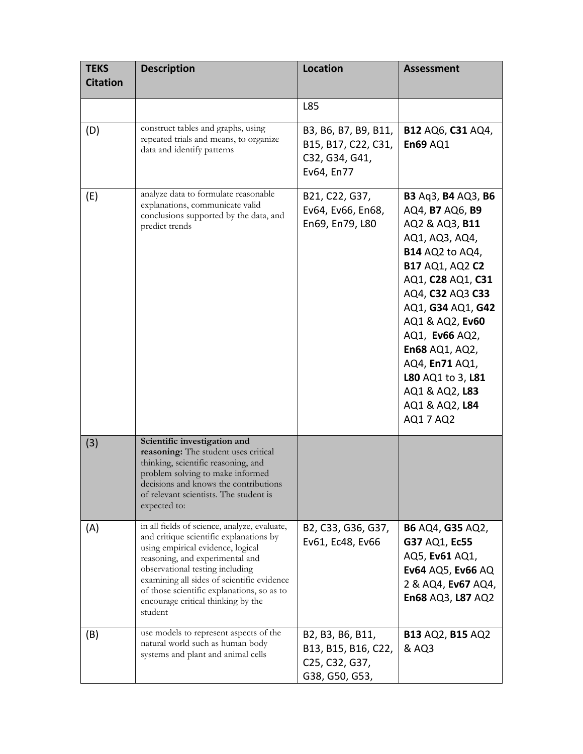| TEKS Citation | Description | Location | Assessment |
|---|---|---|---|
| | | L85 | |
| (D) | construct tables and graphs, using repeated trials and means, to organize data and identify patterns | B3, B6, B7, B9, B11, B15, B17, C22, C31, C32, G34, G41, Ev64, En77 | **B12** AQ6, **C31** AQ4, **En69** AQ1 |
| (E) | analyze data to formulate reasonable explanations, communicate valid conclusions supported by the data, and predict trends | B21, C22, G37, Ev64, Ev66, En68, En69, En79, L80 | **B3** Aq3, **B4** AQ3, **B6** AQ4, **B7** AQ6, **B9** AQ2 & AQ3, **B11** AQ1, AQ3, AQ4, **B14** AQ2 to AQ4, **B17** AQ1, AQ2 **C2** AQ1, **C28** AQ1, **C31** AQ4, **C32** AQ3 **C33** AQ1, **G34** AQ1, **G42** AQ1 & AQ2, **Ev60** AQ1, **Ev66** AQ2, **En68** AQ1, AQ2, AQ4, **En71** AQ1, **L80** AQ1 to 3, **L81** AQ1 & AQ2, **L83** AQ1 & AQ2, **L84** AQ1 7 AQ2 |
| (3) | **Scientific investigation and reasoning:** The student uses critical thinking, scientific reasoning, and problem solving to make informed decisions and knows the contributions of relevant scientists. The student is expected to: | | |
| (A) | in all fields of science, analyze, evaluate, and critique scientific explanations by using empirical evidence, logical reasoning, and experimental and observational testing including examining all sides of scientific evidence of those scientific explanations, so as to encourage critical thinking by the student | B2, C33, G36, G37, Ev61, Ec48, Ev66 | **B6** AQ4, **G35** AQ2, **G37** AQ1, **Ec55** AQ5, **Ev61** AQ1, **Ev64** AQ5, **Ev66** AQ 2 & AQ4, **Ev67** AQ4, **En68** AQ3, **L87** AQ2 |
| (B) | use models to represent aspects of the natural world such as human body systems and plant and animal cells | B2, B3, B6, B11, B13, B15, B16, C22, C25, C32, G37, G38, G50, G53, | **B13** AQ2, **B15** AQ2 & AQ3 |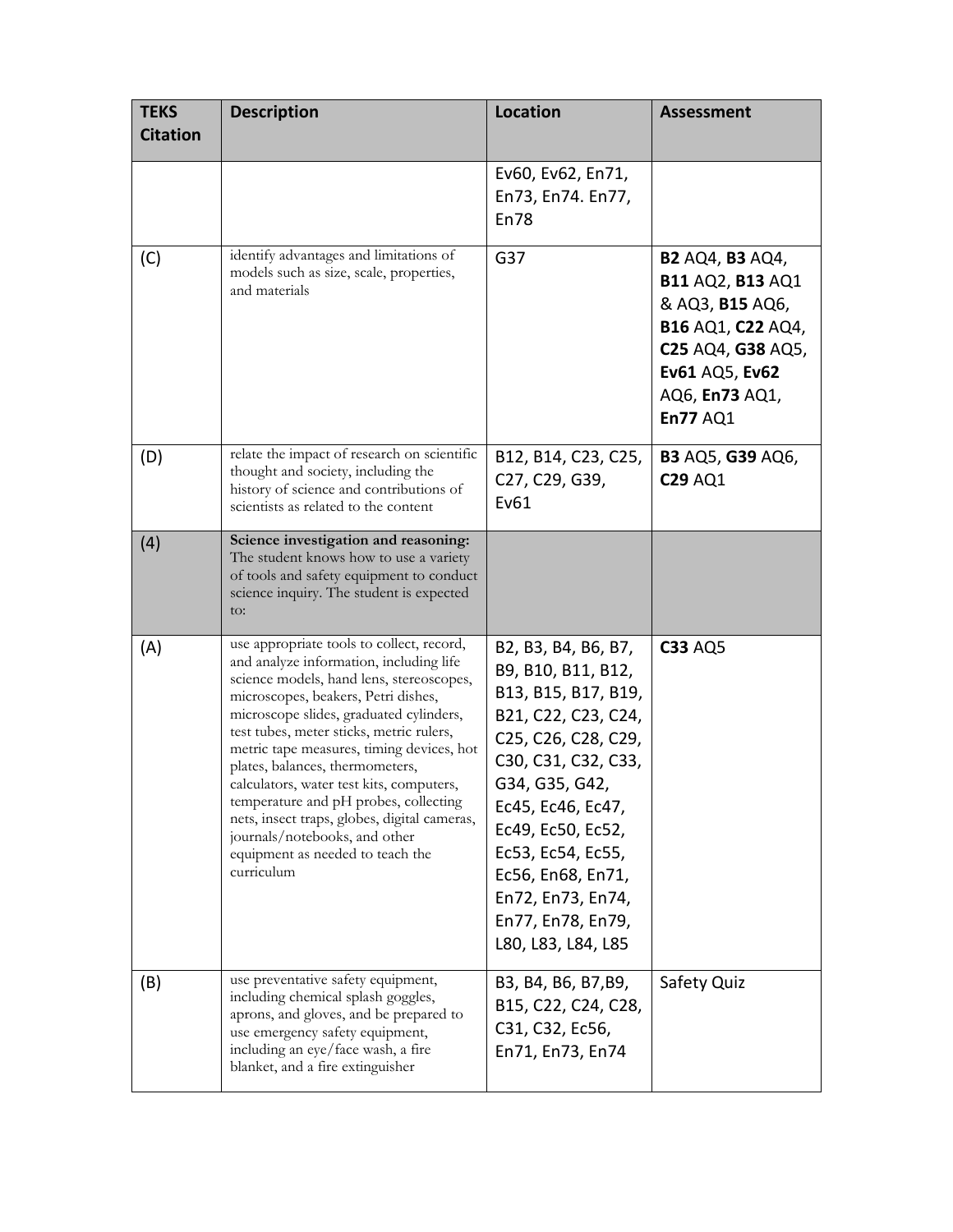| TEKS Citation | Description | Location | Assessment |
|---|---|---|---|
| | | Ev60, Ev62, En71, En73, En74. En77, En78 | |
| (C) | identify advantages and limitations of models such as size, scale, properties, and materials | G37 | **B2** AQ4, **B3** AQ4, **B11** AQ2, **B13** AQ1 & AQ3, **B15** AQ6, **B16** AQ1, **C22** AQ4, **C25** AQ4, **G38** AQ5, **Ev61** AQ5, **Ev62** AQ6, **En73** AQ1, **En77** AQ1 |
| (D) | relate the impact of research on scientific thought and society, including the history of science and contributions of scientists as related to the content | B12, B14, C23, C25, C27, C29, G39, Ev61 | **B3** AQ5, **G39** AQ6, **C29** AQ1 |
| (4) | **Science investigation and reasoning:** The student knows how to use a variety of tools and safety equipment to conduct science inquiry. The student is expected to: | | |
| (A) | use appropriate tools to collect, record, and analyze information, including life science models, hand lens, stereoscopes, microscopes, beakers, Petri dishes, microscope slides, graduated cylinders, test tubes, meter sticks, metric rulers, metric tape measures, timing devices, hot plates, balances, thermometers, calculators, water test kits, computers, temperature and pH probes, collecting nets, insect traps, globes, digital cameras, journals/notebooks, and other equipment as needed to teach the curriculum | B2, B3, B4, B6, B7, B9, B10, B11, B12, B13, B15, B17, B19, B21, C22, C23, C24, C25, C26, C28, C29, C30, C31, C32, C33, G34, G35, G42, Ec45, Ec46, Ec47, Ec49, Ec50, Ec52, Ec53, Ec54, Ec55, Ec56, En68, En71, En72, En73, En74, En77, En78, En79, L80, L83, L84, L85 | **C33** AQ5 |
| (B) | use preventative safety equipment, including chemical splash goggles, aprons, and gloves, and be prepared to use emergency safety equipment, including an eye/face wash, a fire blanket, and a fire extinguisher | B3, B4, B6, B7,B9, B15, C22, C24, C28, C31, C32, Ec56, En71, En73, En74 | Safety Quiz |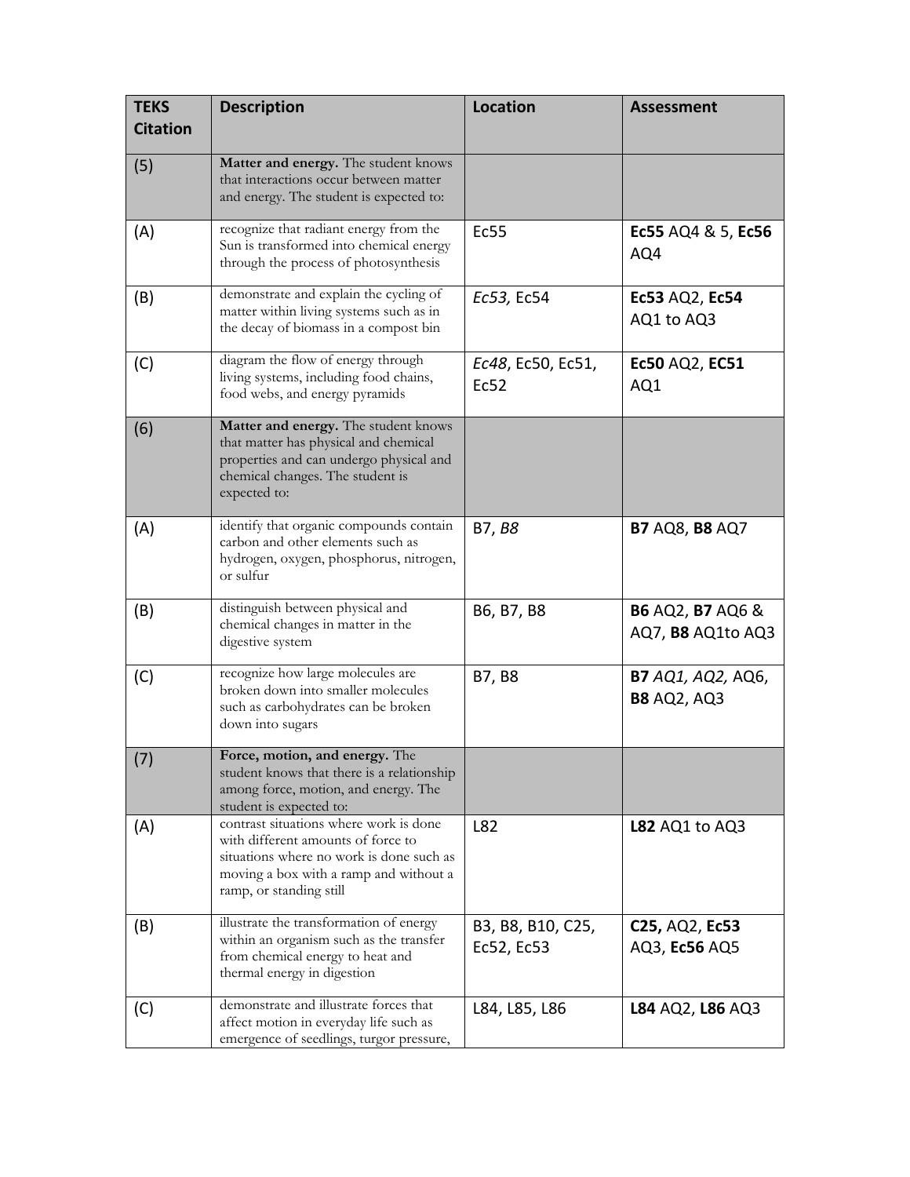| TEKS Citation | Description | Location | Assessment |
|---|---|---|---|
| (5) | **Matter and energy.** The student knows that interactions occur between matter and energy. The student is expected to: | | |
| (A) | recognize that radiant energy from the Sun is transformed into chemical energy through the process of photosynthesis | Ec55 | **Ec55** AQ4 & 5, **Ec56** AQ4 |
| (B) | demonstrate and explain the cycling of matter within living systems such as in the decay of biomass in a compost bin | *Ec53,* Ec54 | **Ec53** AQ2, **Ec54** AQ1 to AQ3 |
| (C) | diagram the flow of energy through living systems, including food chains, food webs, and energy pyramids | *Ec48*, Ec50, Ec51, Ec52 | **Ec50** AQ2, **EC51** AQ1 |
| (6) | **Matter and energy.** The student knows that matter has physical and chemical properties and can undergo physical and chemical changes. The student is expected to: | | |
| (A) | identify that organic compounds contain carbon and other elements such as hydrogen, oxygen, phosphorus, nitrogen, or sulfur | B7, *B8* | **B7** AQ8, **B8** AQ7 |
| (B) | distinguish between physical and chemical changes in matter in the digestive system | B6, B7, B8 | **B6** AQ2, **B7** AQ6 & AQ7, **B8** AQ1to AQ3 |
| (C) | recognize how large molecules are broken down into smaller molecules such as carbohydrates can be broken down into sugars | B7, B8 | **B7** *AQ1, AQ2,* AQ6, **B8** AQ2, AQ3 |
| (7) | **Force, motion, and energy.** The student knows that there is a relationship among force, motion, and energy. The student is expected to: | | |
| (A) | contrast situations where work is done with different amounts of force to situations where no work is done such as moving a box with a ramp and without a ramp, or standing still | L82 | **L82** AQ1 to AQ3 |
| (B) | illustrate the transformation of energy within an organism such as the transfer from chemical energy to heat and thermal energy in digestion | B3, B8, B10, C25, Ec52, Ec53 | **C25,** AQ2, **Ec53** AQ3, **Ec56** AQ5 |
| (C) | demonstrate and illustrate forces that affect motion in everyday life such as emergence of seedlings, turgor pressure, | L84, L85, L86 | **L84** AQ2, **L86** AQ3 |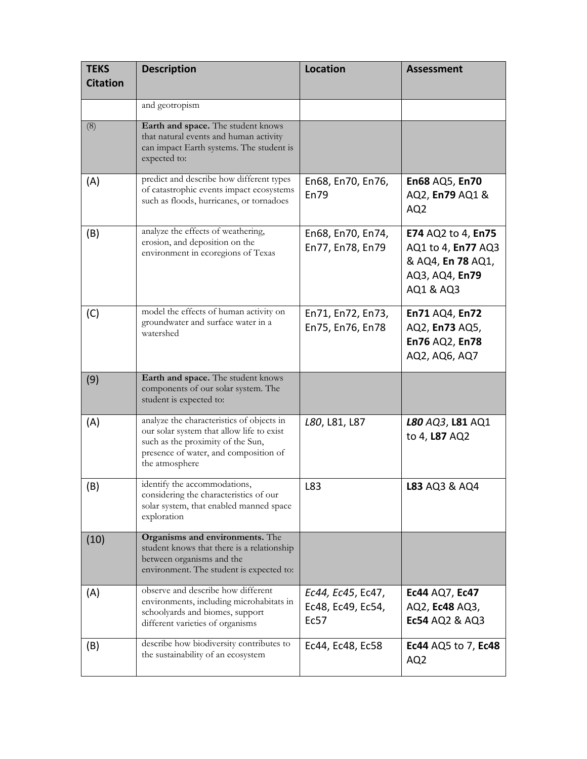| TEKS Citation | Description | Location | Assessment |
|---|---|---|---|
| | and geotropism | | |
| (8) | **Earth and space.** The student knows that natural events and human activity can impact Earth systems. The student is expected to: | | |
| (A) | predict and describe how different types of catastrophic events impact ecosystems such as floods, hurricanes, or tornadoes | En68, En70, En76, En79 | **En68** AQ5, **En70** AQ2, **En79** AQ1 & AQ2 |
| (B) | analyze the effects of weathering, erosion, and deposition on the environment in ecoregions of Texas | En68, En70, En74, En77, En78, En79 | **E74** AQ2 to 4, **En75** AQ1 to 4, **En77** AQ3 & AQ4, **En 78** AQ1, AQ3, AQ4, **En79** AQ1 & AQ3 |
| (C) | model the effects of human activity on groundwater and surface water in a watershed | En71, En72, En73, En75, En76, En78 | **En71** AQ4, **En72** AQ2, **En73** AQ5, **En76** AQ2, **En78** AQ2, AQ6, AQ7 |
| (9) | **Earth and space.** The student knows components of our solar system. The student is expected to: | | |
| (A) | analyze the characteristics of objects in our solar system that allow life to exist such as the proximity of the Sun, presence of water, and composition of the atmosphere | *L80*, L81, L87 | ***L80** AQ3*, **L81** AQ1 to 4, **L87** AQ2 |
| (B) | identify the accommodations, considering the characteristics of our solar system, that enabled manned space exploration | L83 | **L83** AQ3 & AQ4 |
| (10) | **Organisms and environments.** The student knows that there is a relationship between organisms and the environment. The student is expected to: | | |
| (A) | observe and describe how different environments, including microhabitats in schoolyards and biomes, support different varieties of organisms | *Ec44, Ec45*, Ec47, Ec48, Ec49, Ec54, Ec57 | **Ec44** AQ7, **Ec47** AQ2, **Ec48** AQ3, **Ec54** AQ2 & AQ3 |
| (B) | describe how biodiversity contributes to the sustainability of an ecosystem | Ec44, Ec48, Ec58 | **Ec44** AQ5 to 7, **Ec48** AQ2 |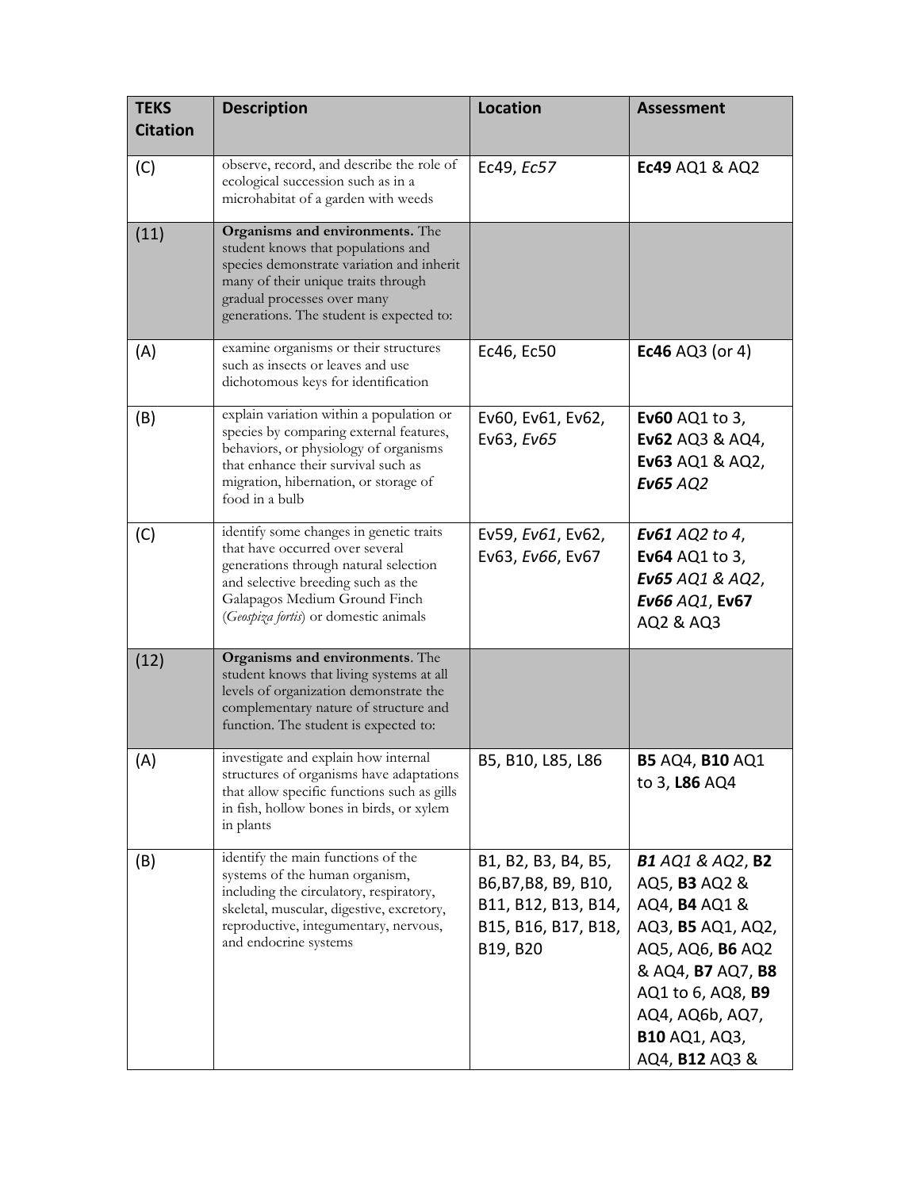| TEKS Citation | Description | Location | Assessment |
|---|---|---|---|
| (C) | observe, record, and describe the role of ecological succession such as in a microhabitat of a garden with weeds | Ec49, *Ec57* | **Ec49** AQ1 & AQ2 |
| (11) | **Organisms and environments.** The student knows that populations and species demonstrate variation and inherit many of their unique traits through gradual processes over many generations. The student is expected to: | | |
| (A) | examine organisms or their structures such as insects or leaves and use dichotomous keys for identification | Ec46, Ec50 | **Ec46** AQ3 (or 4) |
| (B) | explain variation within a population or species by comparing external features, behaviors, or physiology of organisms that enhance their survival such as migration, hibernation, or storage of food in a bulb | Ev60, Ev61, Ev62, Ev63, *Ev65* | **Ev60** AQ1 to 3, **Ev62** AQ3 & AQ4, **Ev63** AQ1 & AQ2, ***Ev65** AQ2* |
| (C) | identify some changes in genetic traits that have occurred over several generations through natural selection and selective breeding such as the Galapagos Medium Ground Finch (*Geospiza fortis*) or domestic animals | Ev59, *Ev61*, Ev62, Ev63, *Ev66*, Ev67 | ***Ev61** AQ2 to 4*, **Ev64** AQ1 to 3, ***Ev65** AQ1 & AQ2*, ***Ev66** AQ1*, **Ev67** AQ2 & AQ3 |
| (12) | **Organisms and environments**. The student knows that living systems at all levels of organization demonstrate the complementary nature of structure and function. The student is expected to: | | |
| (A) | investigate and explain how internal structures of organisms have adaptations that allow specific functions such as gills in fish, hollow bones in birds, or xylem in plants | B5, B10, L85, L86 | **B5** AQ4, **B10** AQ1 to 3, **L86** AQ4 |
| (B) | identify the main functions of the systems of the human organism, including the circulatory, respiratory, skeletal, muscular, digestive, excretory, reproductive, integumentary, nervous, and endocrine systems | B1, B2, B3, B4, B5, B6,B7,B8, B9, B10, B11, B12, B13, B14, B15, B16, B17, B18, B19, B20 | ***B1** AQ1 & AQ2*, **B2** AQ5, **B3** AQ2 & AQ4, **B4** AQ1 & AQ3, **B5** AQ1, AQ2, AQ5, AQ6, **B6** AQ2 & AQ4, **B7** AQ7, **B8** AQ1 to 6, AQ8, **B9** AQ4, AQ6b, AQ7, **B10** AQ1, AQ3, AQ4, **B12** AQ3 & |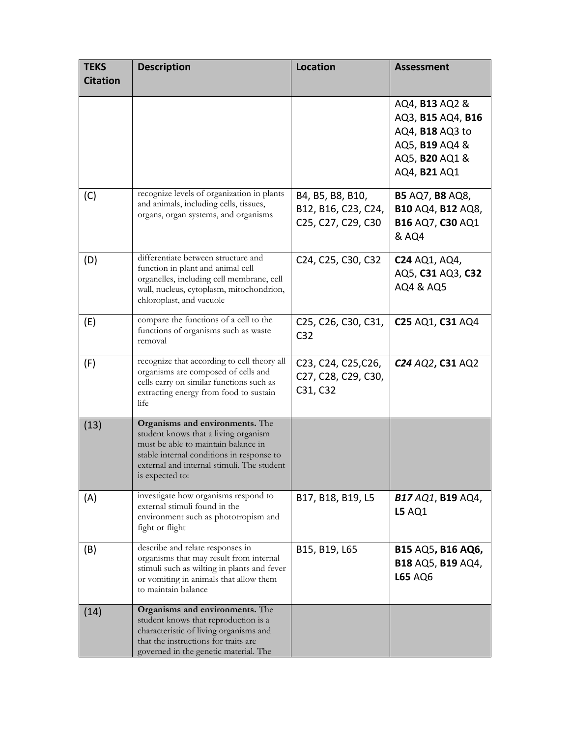| TEKS Citation | Description | Location | Assessment |
|---|---|---|---|
| | | | AQ4, **B13** AQ2 & AQ3, **B15** AQ4, **B16** AQ4, **B18** AQ3 to AQ5, **B19** AQ4 & AQ5, **B20** AQ1 & AQ4, **B21** AQ1 |
| (C) | recognize levels of organization in plants and animals, including cells, tissues, organs, organ systems, and organisms | B4, B5, B8, B10, B12, B16, C23, C24, C25, C27, C29, C30 | **B5** AQ7, **B8** AQ8, **B10** AQ4, **B12** AQ8, **B16** AQ7, **C30** AQ1 & AQ4 |
| (D) | differentiate between structure and function in plant and animal cell organelles, including cell membrane, cell wall, nucleus, cytoplasm, mitochondrion, chloroplast, and vacuole | C24, C25, C30, C32 | **C24** AQ1, AQ4, AQ5, **C31** AQ3, **C32** AQ4 & AQ5 |
| (E) | compare the functions of a cell to the functions of organisms such as waste removal | C25, C26, C30, C31, C32 | **C25** AQ1, **C31** AQ4 |
| (F) | recognize that according to cell theory all organisms are composed of cells and cells carry on similar functions such as extracting energy from food to sustain life | C23, C24, C25,C26, C27, C28, C29, C30, C31, C32 | ***C24*** *AQ2*, **C31** AQ2 |
| (13) | **Organisms and environments.** The student knows that a living organism must be able to maintain balance in stable internal conditions in response to external and internal stimuli. The student is expected to: | | |
| (A) | investigate how organisms respond to external stimuli found in the environment such as phototropism and fight or flight | B17, B18, B19, L5 | ***B17*** *AQ1*, **B19** AQ4, **L5** AQ1 |
| (B) | describe and relate responses in organisms that may result from internal stimuli such as wilting in plants and fever or vomiting in animals that allow them to maintain balance | B15, B19, L65 | **B15** AQ5, **B16 AQ6, B18** AQ5, **B19** AQ4, **L65** AQ6 |
| (14) | **Organisms and environments.** The student knows that reproduction is a characteristic of living organisms and that the instructions for traits are governed in the genetic material. The | | |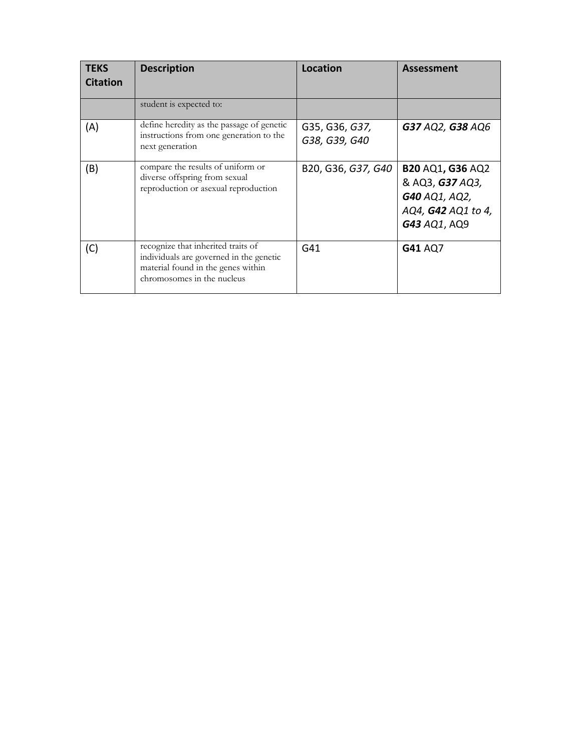| TEKS Citation | Description | Location | Assessment |
|---|---|---|---|
| | student is expected to: | | |
| (A) | define heredity as the passage of genetic instructions from one generation to the next generation | G35, G36, *G37, G38, G39, G40* | ***G37*** *AQ2,* ***G38*** *AQ6* |
| (B) | compare the results of uniform or diverse offspring from sexual reproduction or asexual reproduction | B20, G36, *G37, G40* | **B20** AQ1**, G36** AQ2 & AQ3, ***G37*** *AQ3,* ***G40*** *AQ1, AQ2, AQ4,* ***G42*** *AQ1 to 4,* ***G43*** *AQ1*, AQ9 |
| (C) | recognize that inherited traits of individuals are governed in the genetic material found in the genes within chromosomes in the nucleus | G41 | **G41** AQ7 |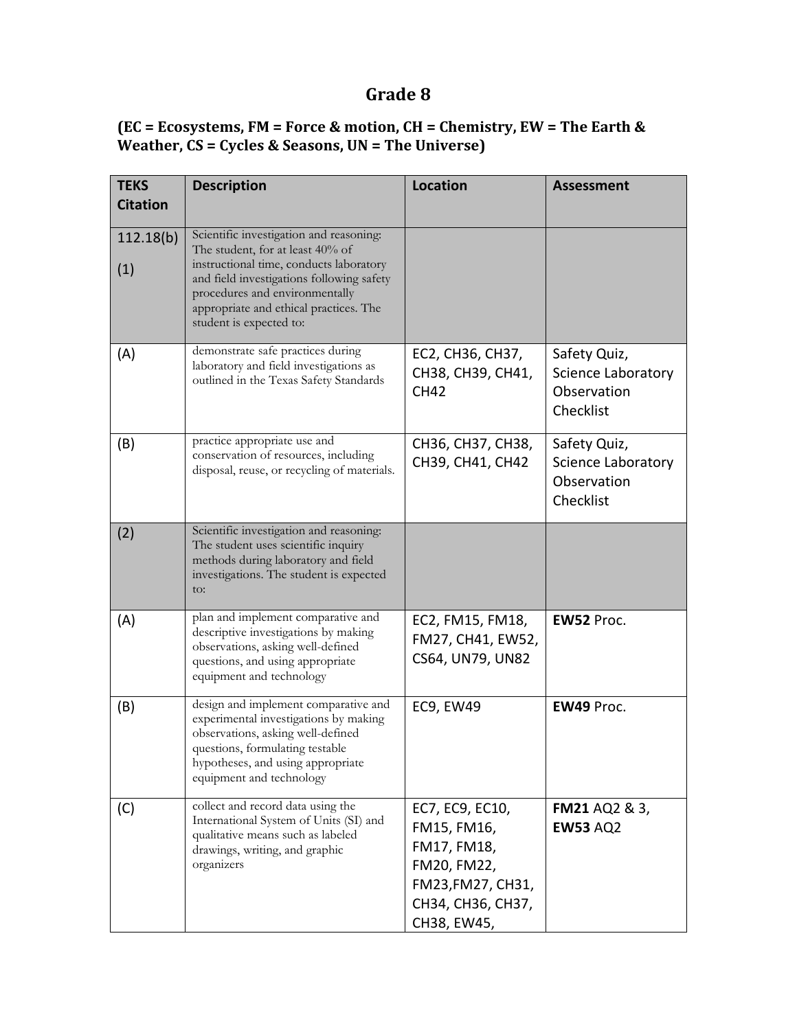# Grade 8

### (EC = Ecosystems, FM = Force & motion, CH = Chemistry, EW = The Earth & Weather, CS = Cycles & Seasons, UN = The Universe)

| TEKS Citation | Description | Location | Assessment |
|---|---|---|---|
| 112.18(b) (1) | Scientific investigation and reasoning: The student, for at least 40% of instructional time, conducts laboratory and field investigations following safety procedures and environmentally appropriate and ethical practices. The student is expected to: | | |
| (A) | demonstrate safe practices during laboratory and field investigations as outlined in the Texas Safety Standards | EC2, CH36, CH37, CH38, CH39, CH41, CH42 | Safety Quiz, Science Laboratory Observation Checklist |
| (B) | practice appropriate use and conservation of resources, including disposal, reuse, or recycling of materials. | CH36, CH37, CH38, CH39, CH41, CH42 | Safety Quiz, Science Laboratory Observation Checklist |
| (2) | Scientific investigation and reasoning: The student uses scientific inquiry methods during laboratory and field investigations. The student is expected to: | | |
| (A) | plan and implement comparative and descriptive investigations by making observations, asking well-defined questions, and using appropriate equipment and technology | EC2, FM15, FM18, FM27, CH41, EW52, CS64, UN79, UN82 | **EW52** Proc. |
| (B) | design and implement comparative and experimental investigations by making observations, asking well-defined questions, formulating testable hypotheses, and using appropriate equipment and technology | EC9, EW49 | **EW49** Proc. |
| (C) | collect and record data using the International System of Units (SI) and qualitative means such as labeled drawings, writing, and graphic organizers | EC7, EC9, EC10, FM15, FM16, FM17, FM18, FM20, FM22, FM23,FM27, CH31, CH34, CH36, CH37, CH38, EW45, | **FM21** AQ2 & 3, **EW53** AQ2 |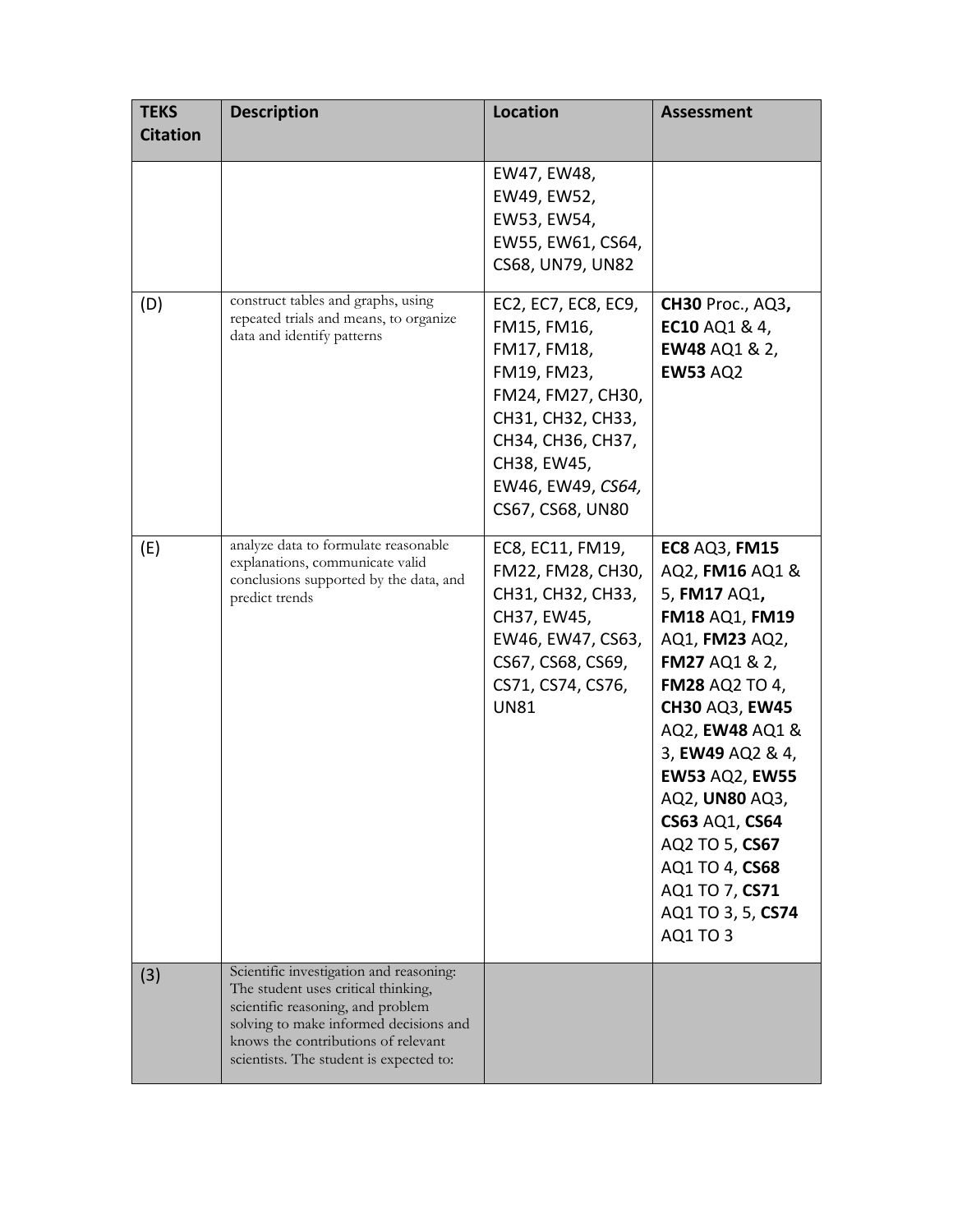| TEKS Citation | Description | Location | Assessment |
|---|---|---|---|
| | | EW47, EW48, EW49, EW52, EW53, EW54, EW55, EW61, CS64, CS68, UN79, UN82 | |
| (D) | construct tables and graphs, using repeated trials and means, to organize data and identify patterns | EC2, EC7, EC8, EC9, FM15, FM16, FM17, FM18, FM19, FM23, FM24, FM27, CH30, CH31, CH32, CH33, CH34, CH36, CH37, CH38, EW45, EW46, EW49, *CS64,* CS67, CS68, UN80 | **CH30** Proc., AQ3**,** **EC10** AQ1 & 4, **EW48** AQ1 & 2, **EW53** AQ2 |
| (E) | analyze data to formulate reasonable explanations, communicate valid conclusions supported by the data, and predict trends | EC8, EC11, FM19, FM22, FM28, CH30, CH31, CH32, CH33, CH37, EW45, EW46, EW47, CS63, CS67, CS68, CS69, CS71, CS74, CS76, UN81 | **EC8** AQ3, **FM15** AQ2, **FM16** AQ1 & 5, **FM17** AQ1**,** **FM18** AQ1, **FM19** AQ1, **FM23** AQ2, **FM27** AQ1 & 2, **FM28** AQ2 TO 4, **CH30** AQ3, **EW45** AQ2, **EW48** AQ1 & 3, **EW49** AQ2 & 4, **EW53** AQ2, **EW55** AQ2, **UN80** AQ3, **CS63** AQ1, **CS64** AQ2 TO 5, **CS67** AQ1 TO 4, **CS68** AQ1 TO 7, **CS71** AQ1 TO 3, 5, **CS74** AQ1 TO 3 |
| (3) | Scientific investigation and reasoning: The student uses critical thinking, scientific reasoning, and problem solving to make informed decisions and knows the contributions of relevant scientists. The student is expected to: | | |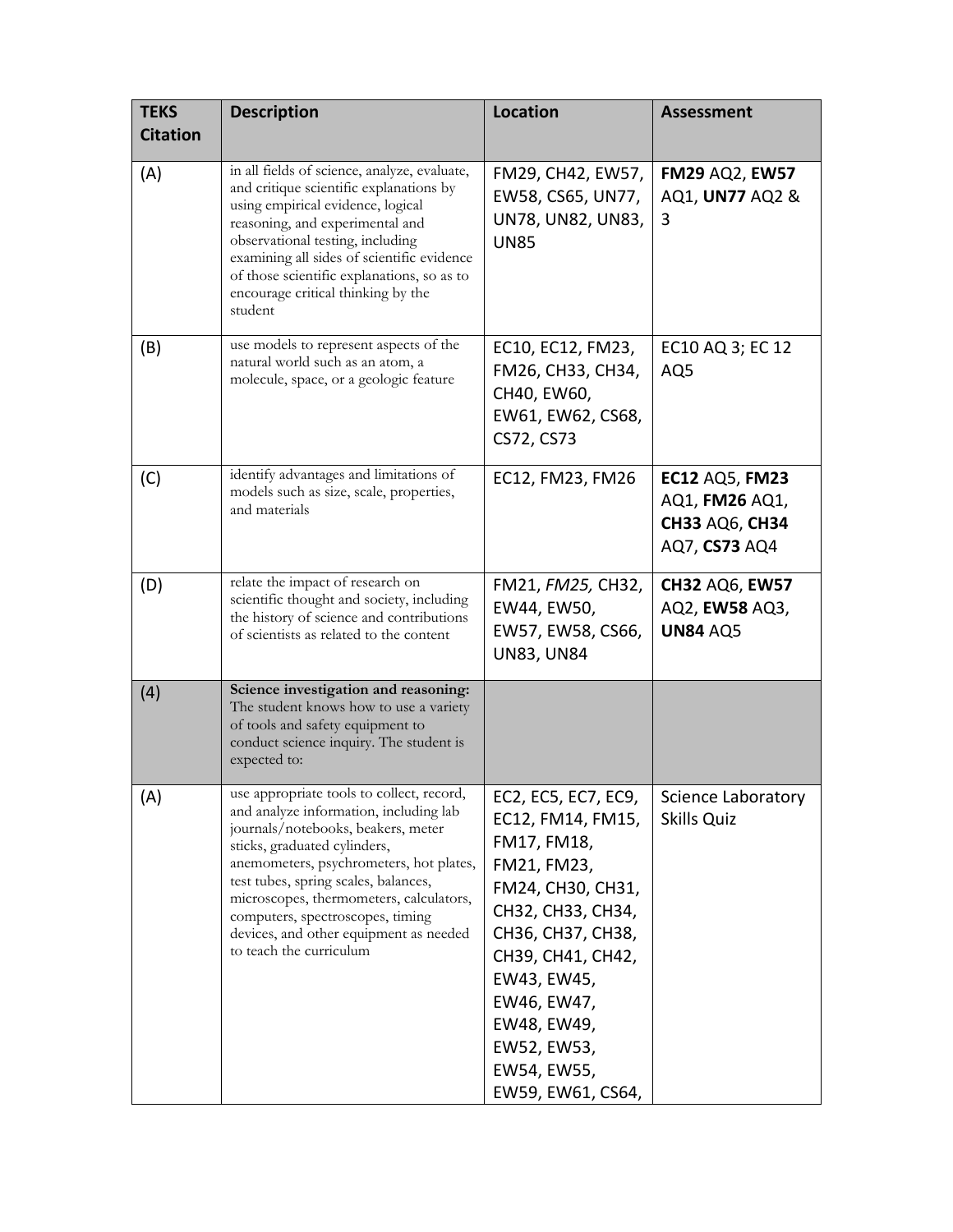| TEKS Citation | Description | Location | Assessment |
|---|---|---|---|
| (A) | in all fields of science, analyze, evaluate, and critique scientific explanations by using empirical evidence, logical reasoning, and experimental and observational testing, including examining all sides of scientific evidence of those scientific explanations, so as to encourage critical thinking by the student | FM29, CH42, EW57, EW58, CS65, UN77, UN78, UN82, UN83, UN85 | **FM29** AQ2, **EW57** AQ1, **UN77** AQ2 & 3 |
| (B) | use models to represent aspects of the natural world such as an atom, a molecule, space, or a geologic feature | EC10, EC12, FM23, FM26, CH33, CH34, CH40, EW60, EW61, EW62, CS68, CS72, CS73 | EC10 AQ 3; EC 12 AQ5 |
| (C) | identify advantages and limitations of models such as size, scale, properties, and materials | EC12, FM23, FM26 | **EC12** AQ5, **FM23** AQ1, **FM26** AQ1, **CH33** AQ6, **CH34** AQ7, **CS73** AQ4 |
| (D) | relate the impact of research on scientific thought and society, including the history of science and contributions of scientists as related to the content | FM21, *FM25,* CH32, EW44, EW50, EW57, EW58, CS66, UN83, UN84 | **CH32** AQ6, **EW57** AQ2, **EW58** AQ3, **UN84** AQ5 |
| (4) | **Science investigation and reasoning:** The student knows how to use a variety of tools and safety equipment to conduct science inquiry. The student is expected to: | | |
| (A) | use appropriate tools to collect, record, and analyze information, including lab journals/notebooks, beakers, meter sticks, graduated cylinders, anemometers, psychrometers, hot plates, test tubes, spring scales, balances, microscopes, thermometers, calculators, computers, spectroscopes, timing devices, and other equipment as needed to teach the curriculum | EC2, EC5, EC7, EC9, EC12, FM14, FM15, FM17, FM18, FM21, FM23, FM24, CH30, CH31, CH32, CH33, CH34, CH36, CH37, CH38, CH39, CH41, CH42, EW43, EW45, EW46, EW47, EW48, EW49, EW52, EW53, EW54, EW55, EW59, EW61, CS64, | Science Laboratory Skills Quiz |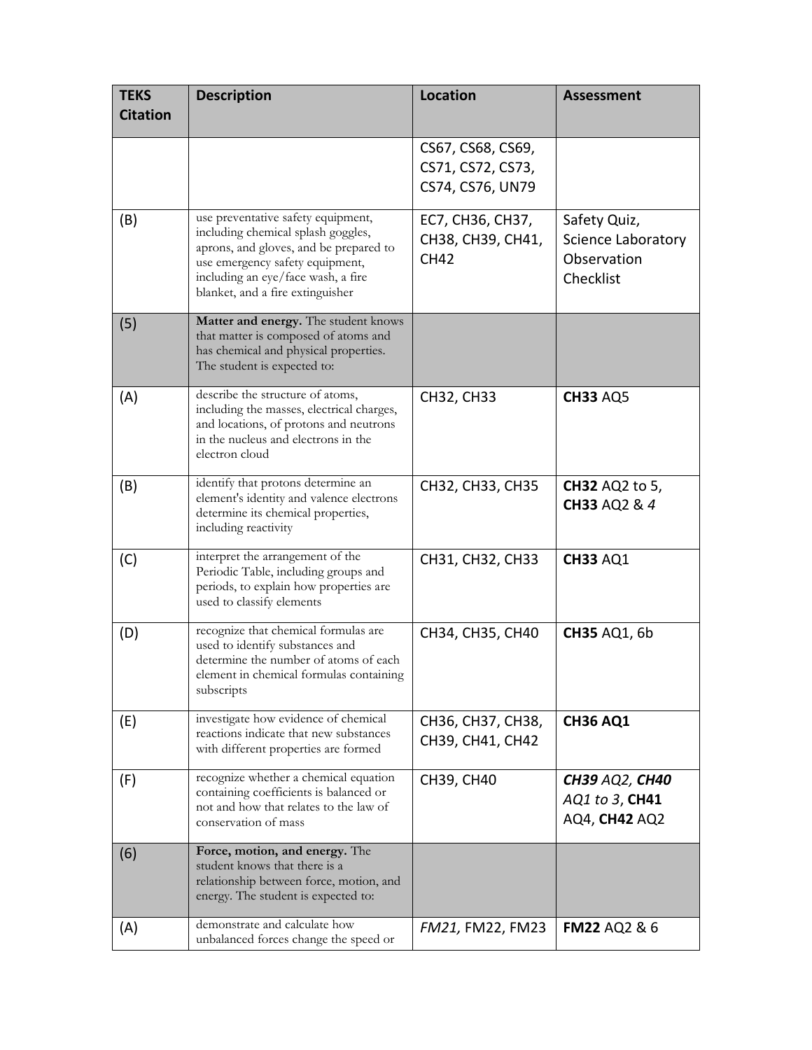| TEKS Citation | Description | Location | Assessment |
| --- | --- | --- | --- |
| | | CS67, CS68, CS69, CS71, CS72, CS73, CS74, CS76, UN79 | |
| (B) | use preventative safety equipment, including chemical splash goggles, aprons, and gloves, and be prepared to use emergency safety equipment, including an eye/face wash, a fire blanket, and a fire extinguisher | EC7, CH36, CH37, CH38, CH39, CH41, CH42 | Safety Quiz, Science Laboratory Observation Checklist |
| (5) | **Matter and energy.** The student knows that matter is composed of atoms and has chemical and physical properties. The student is expected to: | | |
| (A) | describe the structure of atoms, including the masses, electrical charges, and locations, of protons and neutrons in the nucleus and electrons in the electron cloud | CH32, CH33 | **CH33** AQ5 |
| (B) | identify that protons determine an element's identity and valence electrons determine its chemical properties, including reactivity | CH32, CH33, CH35 | **CH32** AQ2 to 5, **CH33** AQ2 & *4* |
| (C) | interpret the arrangement of the Periodic Table, including groups and periods, to explain how properties are used to classify elements | CH31, CH32, CH33 | **CH33** AQ1 |
| (D) | recognize that chemical formulas are used to identify substances and determine the number of atoms of each element in chemical formulas containing subscripts | CH34, CH35, CH40 | **CH35** AQ1, 6b |
| (E) | investigate how evidence of chemical reactions indicate that new substances with different properties are formed | CH36, CH37, CH38, CH39, CH41, CH42 | **CH36 AQ1** |
| (F) | recognize whether a chemical equation containing coefficients is balanced or not and how that relates to the law of conservation of mass | CH39, CH40 | ***CH39*** *AQ2*, ***CH40*** *AQ1 to 3*, **CH41** AQ4, **CH42** AQ2 |
| (6) | **Force, motion, and energy.** The student knows that there is a relationship between force, motion, and energy. The student is expected to: | | |
| (A) | demonstrate and calculate how unbalanced forces change the speed or | *FM21,* FM22, FM23 | **FM22** AQ2 & 6 |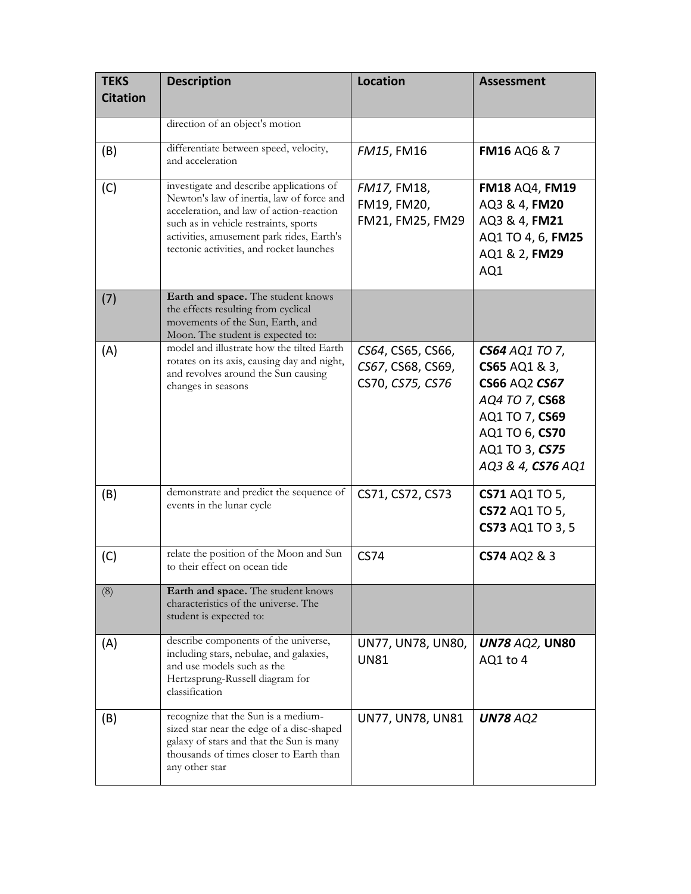| TEKS Citation | Description | Location | Assessment |
|---|---|---|---|
| | direction of an object's motion | | |
| (B) | differentiate between speed, velocity, and acceleration | *FM15*, FM16 | **FM16** AQ6 & 7 |
| (C) | investigate and describe applications of Newton's law of inertia, law of force and acceleration, and law of action-reaction such as in vehicle restraints, sports activities, amusement park rides, Earth's tectonic activities, and rocket launches | *FM17,* FM18, FM19, FM20, FM21, FM25, FM29 | **FM18** AQ4, **FM19** AQ3 & 4, **FM20** AQ3 & 4, **FM21** AQ1 TO 4, 6, **FM25** AQ1 & 2, **FM29** AQ1 |
| (7) | **Earth and space.** The student knows the effects resulting from cyclical movements of the Sun, Earth, and Moon. The student is expected to: | | |
| (A) | model and illustrate how the tilted Earth rotates on its axis, causing day and night, and revolves around the Sun causing changes in seasons | *CS64*, CS65, CS66, *CS67*, CS68, CS69, CS70, *CS75, CS76* | ***CS64** AQ1 TO 7*, **CS65** AQ1 & 3, **CS66** AQ2 ***CS67** AQ4 TO 7*, **CS68** AQ1 TO 7, **CS69** AQ1 TO 6, **CS70** AQ1 TO 3, ***CS75** AQ3 & 4*, ***CS76** AQ1* |
| (B) | demonstrate and predict the sequence of events in the lunar cycle | CS71, CS72, CS73 | **CS71** AQ1 TO 5, **CS72** AQ1 TO 5, **CS73** AQ1 TO 3, 5 |
| (C) | relate the position of the Moon and Sun to their effect on ocean tide | CS74 | **CS74** AQ2 & 3 |
| (8) | **Earth and space.** The student knows characteristics of the universe. The student is expected to: | | |
| (A) | describe components of the universe, including stars, nebulae, and galaxies, and use models such as the Hertzsprung-Russell diagram for classification | UN77, UN78, UN80, UN81 | ***UN78** AQ2,* **UN80** AQ1 to 4 |
| (B) | recognize that the Sun is a medium-sized star near the edge of a disc-shaped galaxy of stars and that the Sun is many thousands of times closer to Earth than any other star | UN77, UN78, UN81 | ***UN78** AQ2* |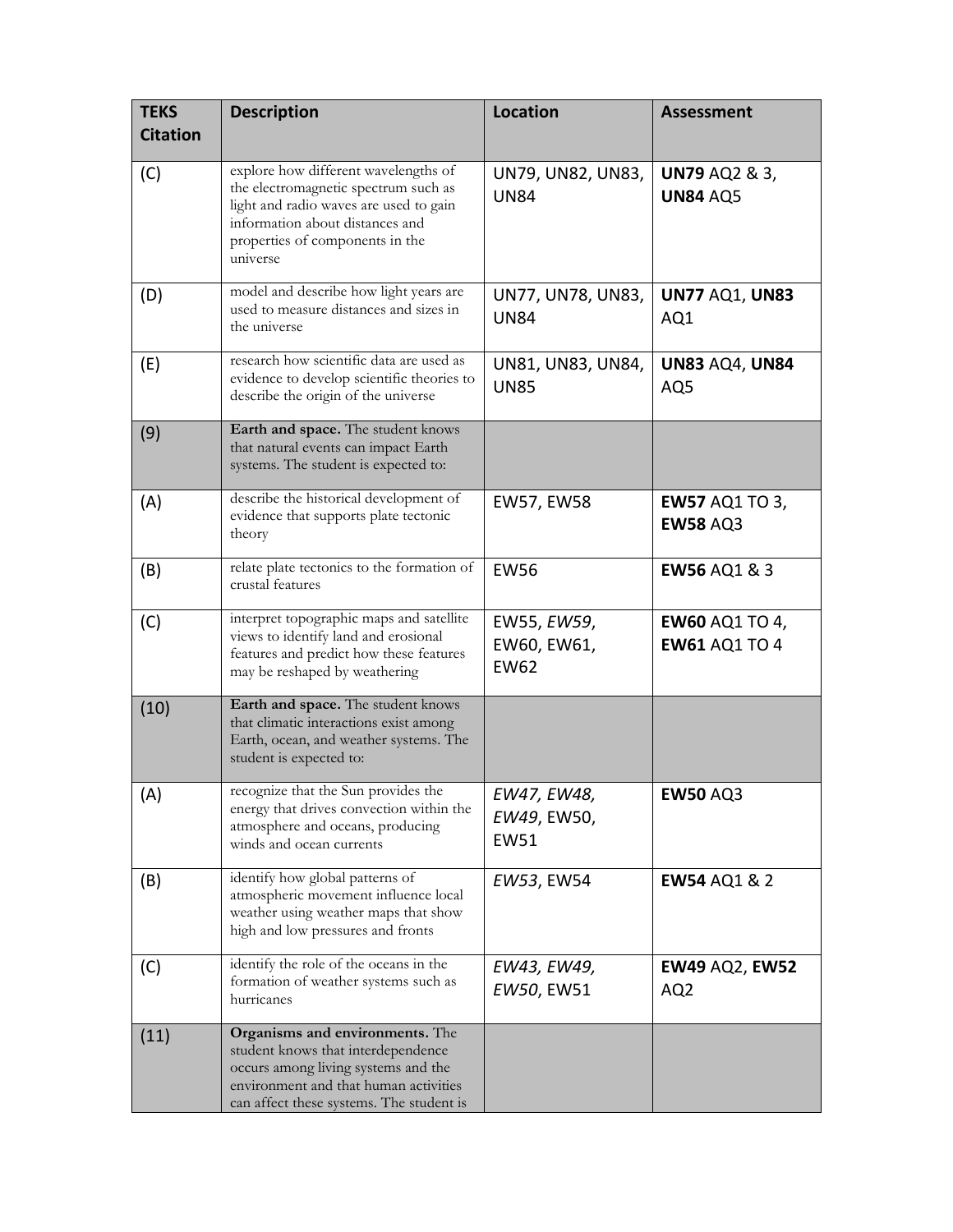| TEKS Citation | Description | Location | Assessment |
|---|---|---|---|
| (C) | explore how different wavelengths of the electromagnetic spectrum such as light and radio waves are used to gain information about distances and properties of components in the universe | UN79, UN82, UN83, UN84 | **UN79** AQ2 & 3, **UN84** AQ5 |
| (D) | model and describe how light years are used to measure distances and sizes in the universe | UN77, UN78, UN83, UN84 | **UN77** AQ1, **UN83** AQ1 |
| (E) | research how scientific data are used as evidence to develop scientific theories to describe the origin of the universe | UN81, UN83, UN84, UN85 | **UN83** AQ4, **UN84** AQ5 |
| (9) | **Earth and space.** The student knows that natural events can impact Earth systems. The student is expected to: | | |
| (A) | describe the historical development of evidence that supports plate tectonic theory | EW57, EW58 | **EW57** AQ1 TO 3, **EW58** AQ3 |
| (B) | relate plate tectonics to the formation of crustal features | EW56 | **EW56** AQ1 & 3 |
| (C) | interpret topographic maps and satellite views to identify land and erosional features and predict how these features may be reshaped by weathering | EW55, *EW59*, EW60, EW61, EW62 | **EW60** AQ1 TO 4, **EW61** AQ1 TO 4 |
| (10) | **Earth and space.** The student knows that climatic interactions exist among Earth, ocean, and weather systems. The student is expected to: | | |
| (A) | recognize that the Sun provides the energy that drives convection within the atmosphere and oceans, producing winds and ocean currents | *EW47, EW48, EW49*, EW50, EW51 | **EW50** AQ3 |
| (B) | identify how global patterns of atmospheric movement influence local weather using weather maps that show high and low pressures and fronts | *EW53*, EW54 | **EW54** AQ1 & 2 |
| (C) | identify the role of the oceans in the formation of weather systems such as hurricanes | *EW43, EW49, EW50*, EW51 | **EW49** AQ2, **EW52** AQ2 |
| (11) | **Organisms and environments.** The student knows that interdependence occurs among living systems and the environment and that human activities can affect these systems. The student is | | |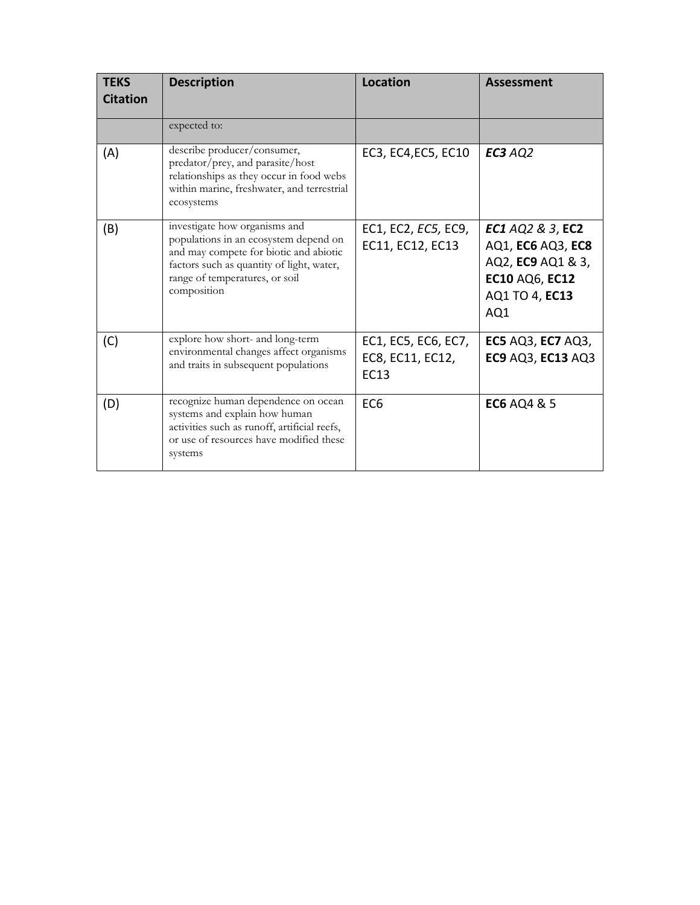| TEKS Citation | Description | Location | Assessment |
| --- | --- | --- | --- |
| | expected to: | | |
| (A) | describe producer/consumer, predator/prey, and parasite/host relationships as they occur in food webs within marine, freshwater, and terrestrial ecosystems | EC3, EC4,EC5, EC10 | ***EC3*** *AQ2* |
| (B) | investigate how organisms and populations in an ecosystem depend on and may compete for biotic and abiotic factors such as quantity of light, water, range of temperatures, or soil composition | EC1, EC2, *EC5,* EC9, EC11, EC12, EC13 | ***EC1*** *AQ2 & 3*, **EC2** AQ1, **EC6** AQ3, **EC8** AQ2, **EC9** AQ1 & 3, **EC10** AQ6, **EC12** AQ1 TO 4, **EC13** AQ1 |
| (C) | explore how short- and long-term environmental changes affect organisms and traits in subsequent populations | EC1, EC5, EC6, EC7, EC8, EC11, EC12, EC13 | **EC5** AQ3, **EC7** AQ3, **EC9** AQ3, **EC13** AQ3 |
| (D) | recognize human dependence on ocean systems and explain how human activities such as runoff, artificial reefs, or use of resources have modified these systems | EC6 | **EC6** AQ4 & 5 |